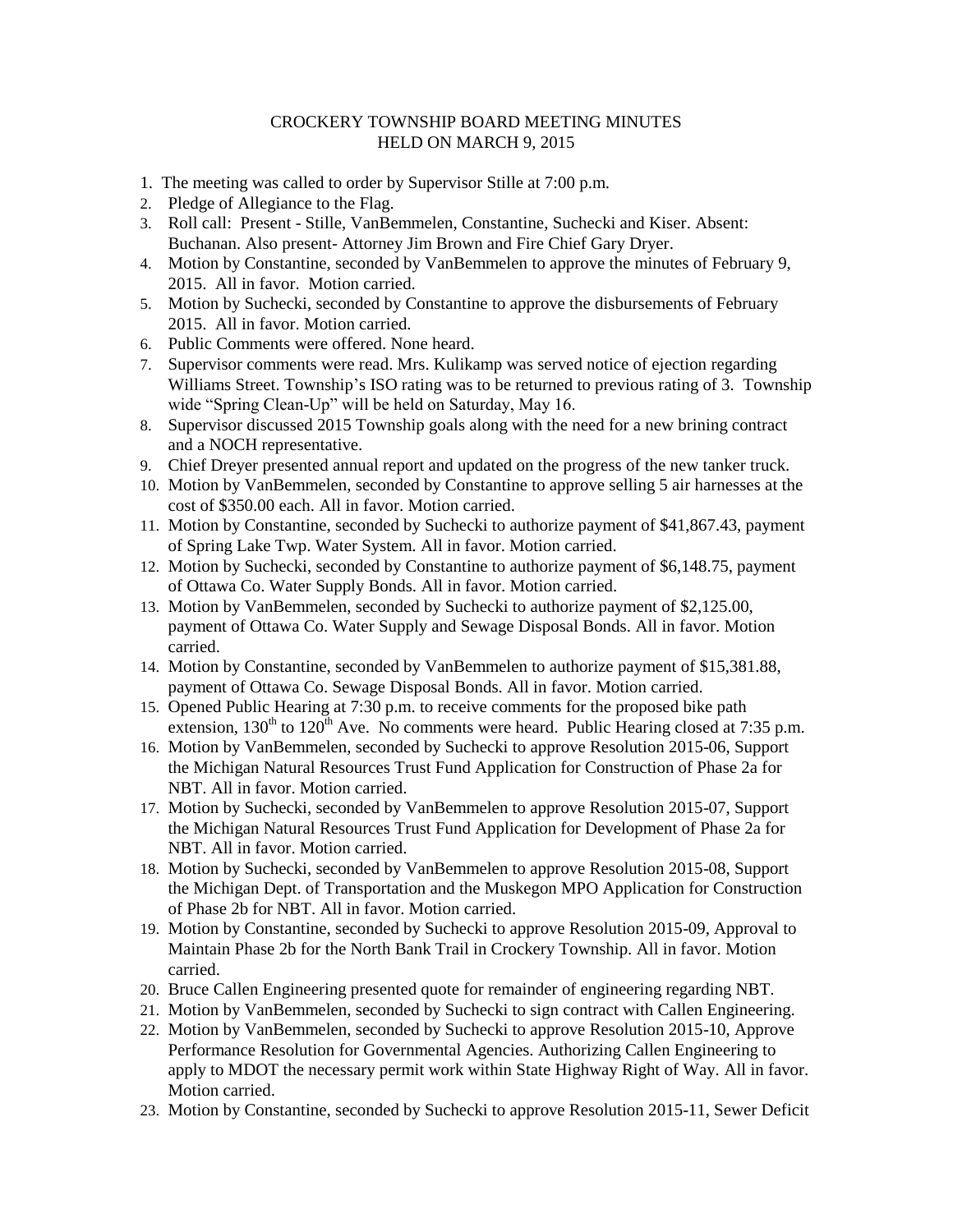CROCKERY TOWNSHIP BOARD MEETING MINUTES
HELD ON MARCH 9, 2015

1. The meeting was called to order by Supervisor Stille at 7:00 p.m.
2. Pledge of Allegiance to the Flag.
3. Roll call: Present - Stille, VanBemmelen, Constantine, Suchecki and Kiser. Absent: Buchanan. Also present- Attorney Jim Brown and Fire Chief Gary Dryer.
4. Motion by Constantine, seconded by VanBemmelen to approve the minutes of February 9, 2015. All in favor. Motion carried.
5. Motion by Suchecki, seconded by Constantine to approve the disbursements of February 2015. All in favor. Motion carried.
6. Public Comments were offered. None heard.
7. Supervisor comments were read. Mrs. Kulikamp was served notice of ejection regarding Williams Street. Township's ISO rating was to be returned to previous rating of 3. Township wide "Spring Clean-Up" will be held on Saturday, May 16.
8. Supervisor discussed 2015 Township goals along with the need for a new brining contract and a NOCH representative.
9. Chief Dreyer presented annual report and updated on the progress of the new tanker truck.
10. Motion by VanBemmelen, seconded by Constantine to approve selling 5 air harnesses at the cost of $350.00 each. All in favor. Motion carried.
11. Motion by Constantine, seconded by Suchecki to authorize payment of $41,867.43, payment of Spring Lake Twp. Water System. All in favor. Motion carried.
12. Motion by Suchecki, seconded by Constantine to authorize payment of $6,148.75, payment of Ottawa Co. Water Supply Bonds. All in favor. Motion carried.
13. Motion by VanBemmelen, seconded by Suchecki to authorize payment of $2,125.00, payment of Ottawa Co. Water Supply and Sewage Disposal Bonds. All in favor. Motion carried.
14. Motion by Constantine, seconded by VanBemmelen to authorize payment of $15,381.88, payment of Ottawa Co. Sewage Disposal Bonds. All in favor. Motion carried.
15. Opened Public Hearing at 7:30 p.m. to receive comments for the proposed bike path extension, 130th to 120th Ave. No comments were heard. Public Hearing closed at 7:35 p.m.
16. Motion by VanBemmelen, seconded by Suchecki to approve Resolution 2015-06, Support the Michigan Natural Resources Trust Fund Application for Construction of Phase 2a for NBT. All in favor. Motion carried.
17. Motion by Suchecki, seconded by VanBemmelen to approve Resolution 2015-07, Support the Michigan Natural Resources Trust Fund Application for Development of Phase 2a for NBT. All in favor. Motion carried.
18. Motion by Suchecki, seconded by VanBemmelen to approve Resolution 2015-08, Support the Michigan Dept. of Transportation and the Muskegon MPO Application for Construction of Phase 2b for NBT. All in favor. Motion carried.
19. Motion by Constantine, seconded by Suchecki to approve Resolution 2015-09, Approval to Maintain Phase 2b for the North Bank Trail in Crockery Township. All in favor. Motion carried.
20. Bruce Callen Engineering presented quote for remainder of engineering regarding NBT.
21. Motion by VanBemmelen, seconded by Suchecki to sign contract with Callen Engineering.
22. Motion by VanBemmelen, seconded by Suchecki to approve Resolution 2015-10, Approve Performance Resolution for Governmental Agencies. Authorizing Callen Engineering to apply to MDOT the necessary permit work within State Highway Right of Way. All in favor. Motion carried.
23. Motion by Constantine, seconded by Suchecki to approve Resolution 2015-11, Sewer Deficit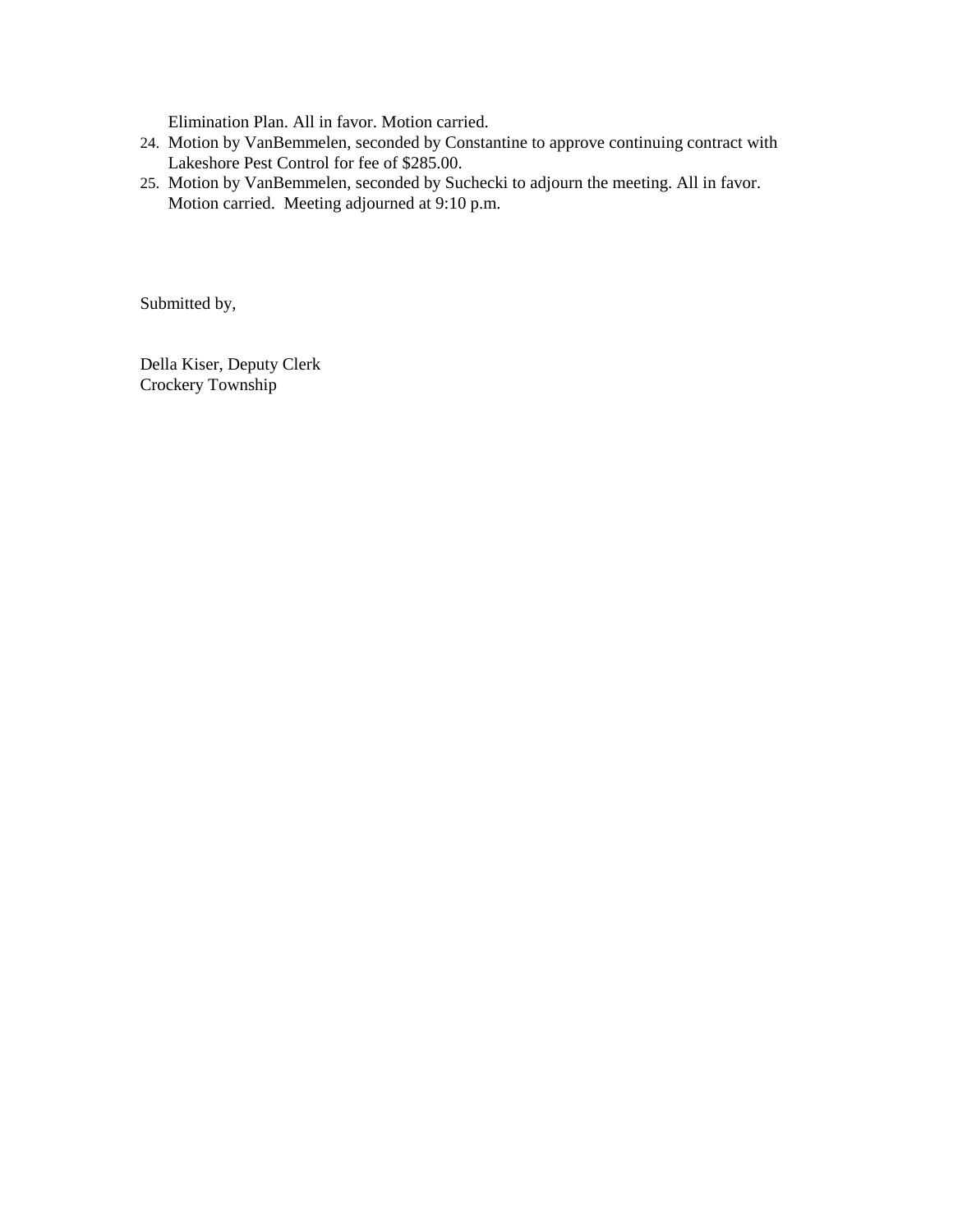Elimination Plan. All in favor. Motion carried.

24. Motion by VanBemmelen, seconded by Constantine to approve continuing contract with Lakeshore Pest Control for fee of $285.00.
25. Motion by VanBemmelen, seconded by Suchecki to adjourn the meeting. All in favor. Motion carried. Meeting adjourned at 9:10 p.m.

Submitted by,

Della Kiser, Deputy Clerk
Crockery Township